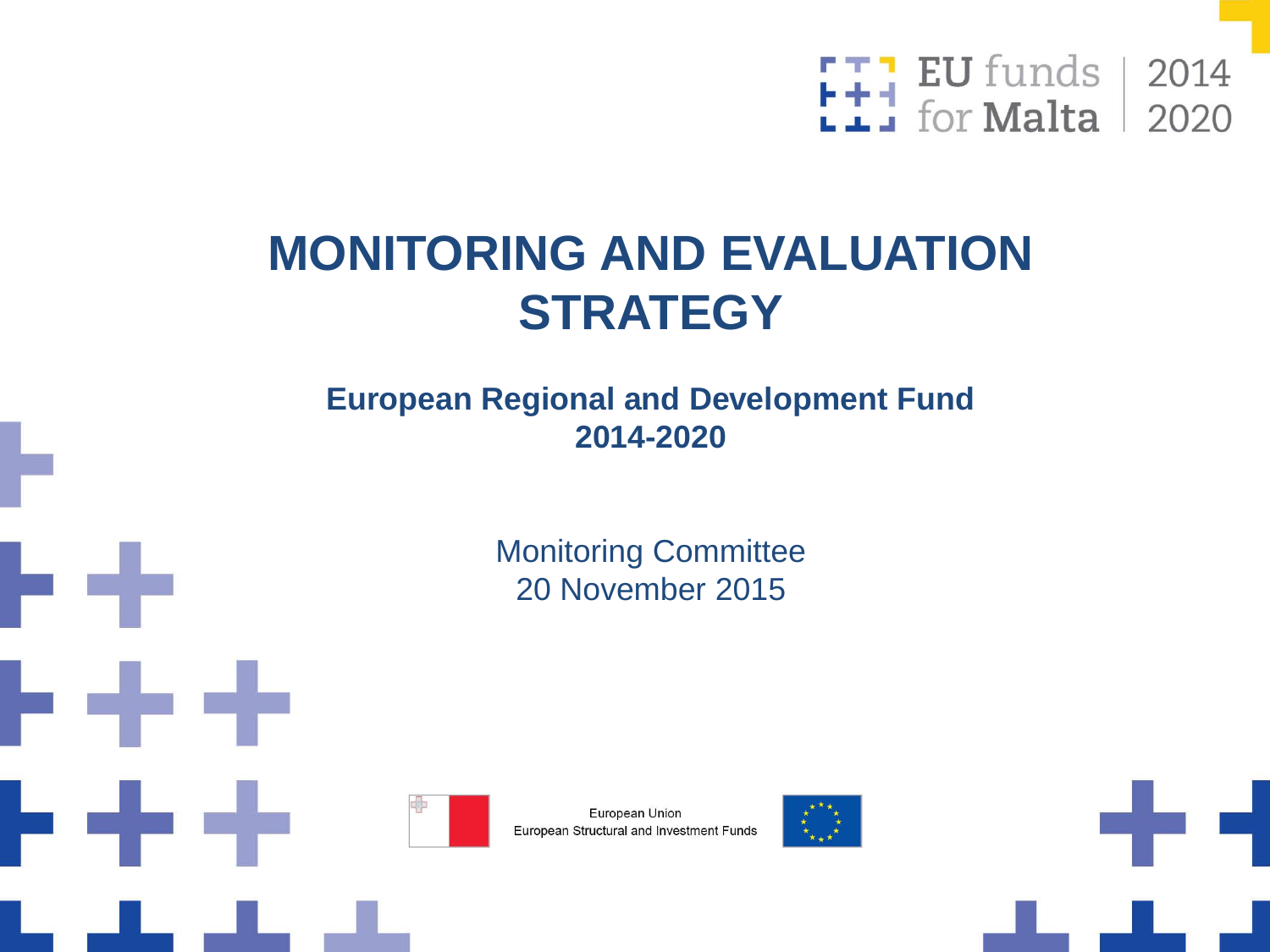EU funds for Malta | 2014 2020

# MONITORING AND EVALUATION STRATEGY

## European Regional and Development Fund 2014-2020

Monitoring Committee
20 November 2015

European Union
European Structural and Investment Funds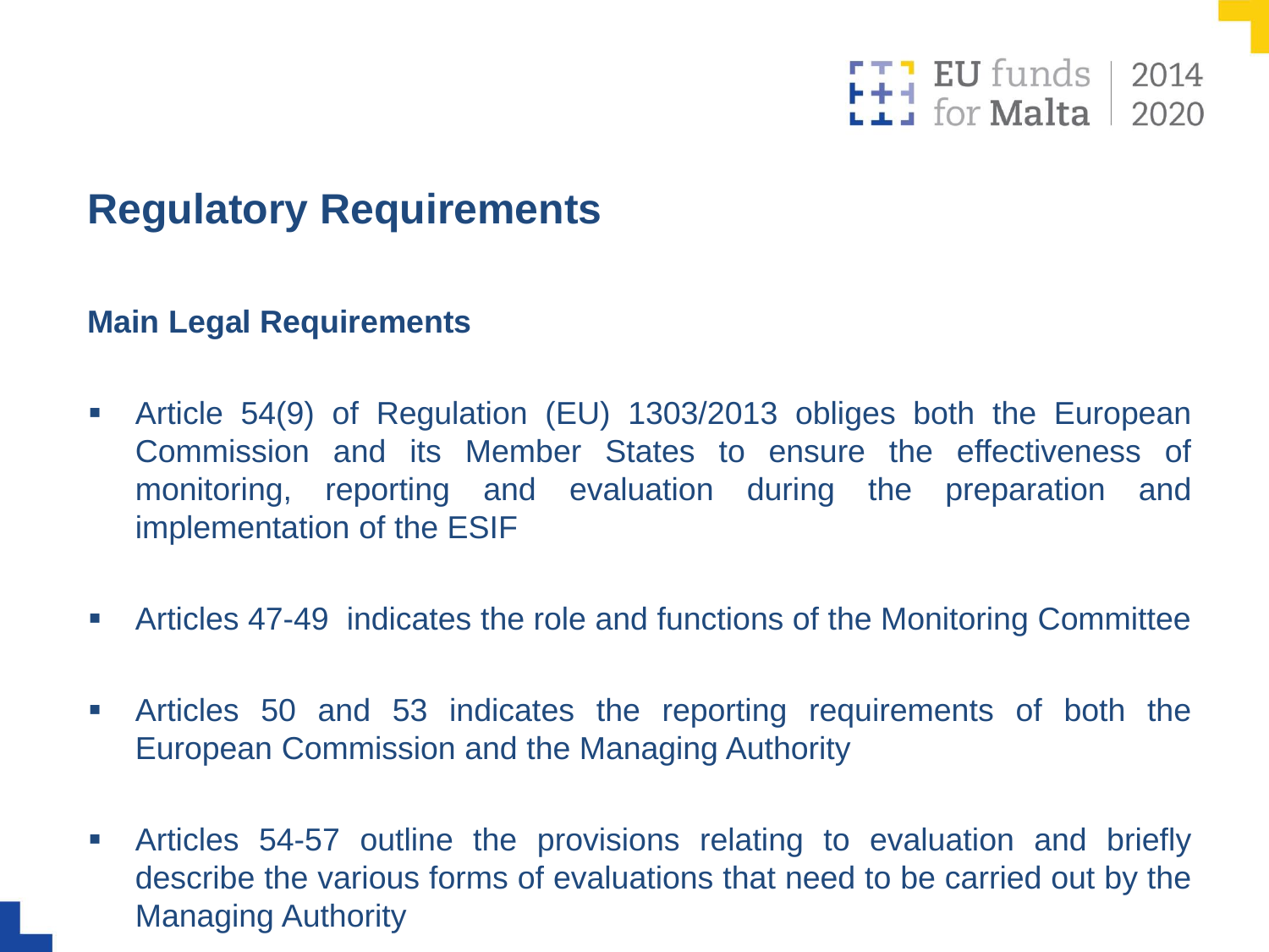# Regulatory Requirements

## Main Legal Requirements

- Article 54(9) of Regulation (EU) 1303/2013 obliges both the European Commission and its Member States to ensure the effectiveness of monitoring, reporting and evaluation during the preparation and implementation of the ESIF
- Articles 47-49 indicates the role and functions of the Monitoring Committee
- Articles 50 and 53 indicates the reporting requirements of both the European Commission and the Managing Authority
- Articles 54-57 outline the provisions relating to evaluation and briefly describe the various forms of evaluations that need to be carried out by the Managing Authority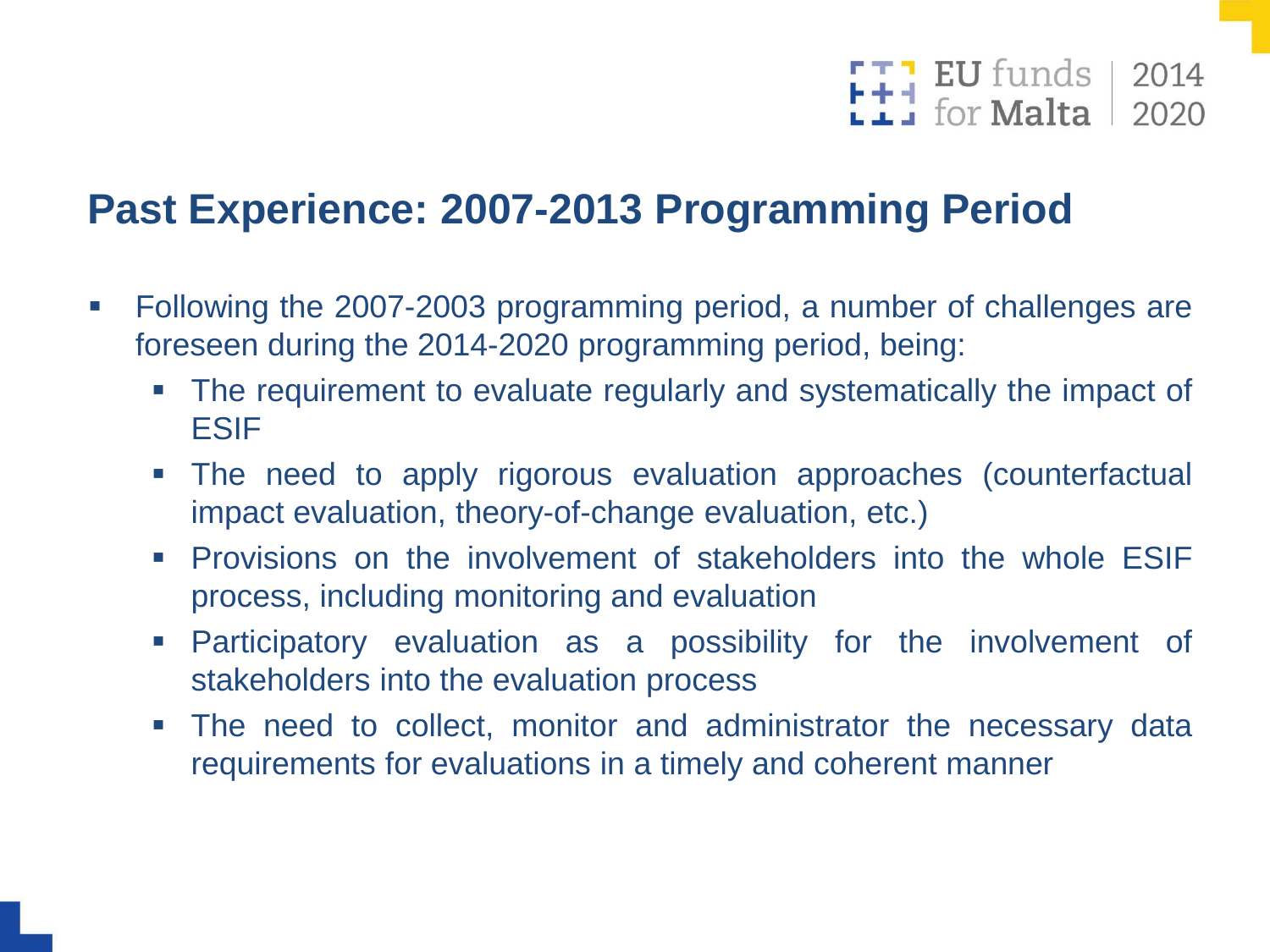## Past Experience: 2007-2013 Programming Period

- Following the 2007-2003 programming period, a number of challenges are foreseen during the 2014-2020 programming period, being:
  - The requirement to evaluate regularly and systematically the impact of ESIF
  - The need to apply rigorous evaluation approaches (counterfactual impact evaluation, theory-of-change evaluation, etc.)
  - Provisions on the involvement of stakeholders into the whole ESIF process, including monitoring and evaluation
  - Participatory evaluation as a possibility for the involvement of stakeholders into the evaluation process
  - The need to collect, monitor and administrator the necessary data requirements for evaluations in a timely and coherent manner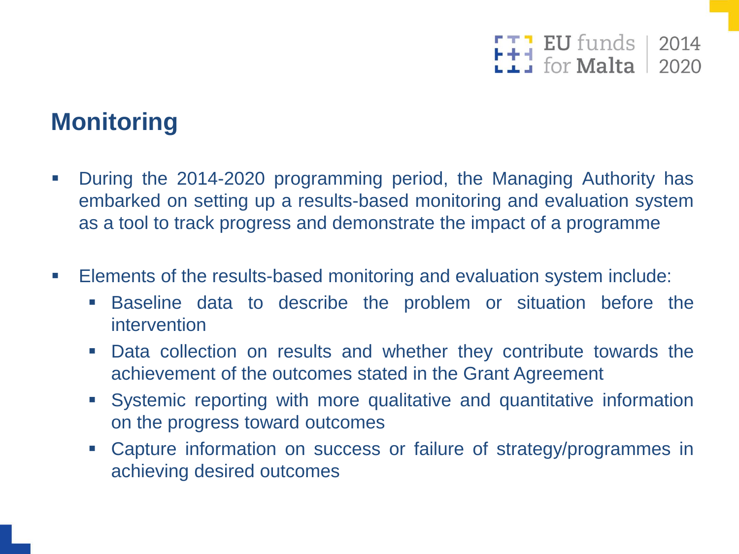## Monitoring

- During the 2014-2020 programming period, the Managing Authority has embarked on setting up a results-based monitoring and evaluation system as a tool to track progress and demonstrate the impact of a programme

- Elements of the results-based monitoring and evaluation system include:
  - Baseline data to describe the problem or situation before the intervention
  - Data collection on results and whether they contribute towards the achievement of the outcomes stated in the Grant Agreement
  - Systemic reporting with more qualitative and quantitative information on the progress toward outcomes
  - Capture information on success or failure of strategy/programmes in achieving desired outcomes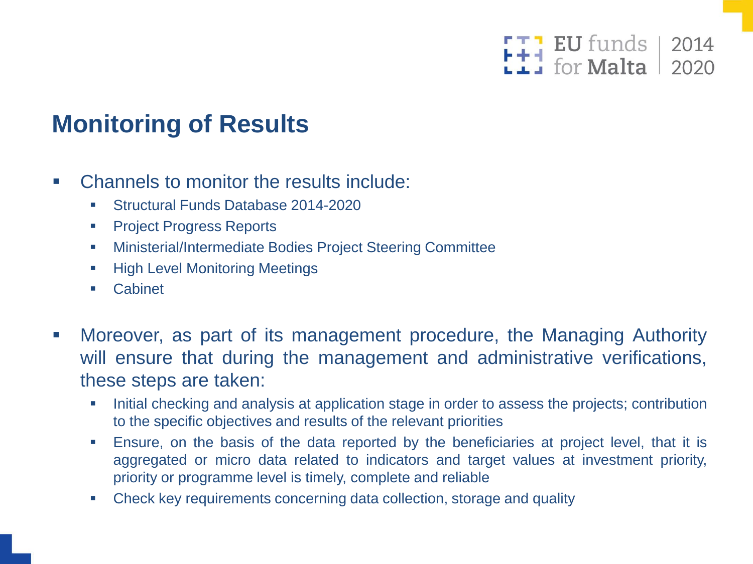## Monitoring of Results

- Channels to monitor the results include:
  - Structural Funds Database 2014-2020
  - Project Progress Reports
  - Ministerial/Intermediate Bodies Project Steering Committee
  - High Level Monitoring Meetings
  - Cabinet

- Moreover, as part of its management procedure, the Managing Authority will ensure that during the management and administrative verifications, these steps are taken:
  - Initial checking and analysis at application stage in order to assess the projects; contribution to the specific objectives and results of the relevant priorities
  - Ensure, on the basis of the data reported by the beneficiaries at project level, that it is aggregated or micro data related to indicators and target values at investment priority, priority or programme level is timely, complete and reliable
  - Check key requirements concerning data collection, storage and quality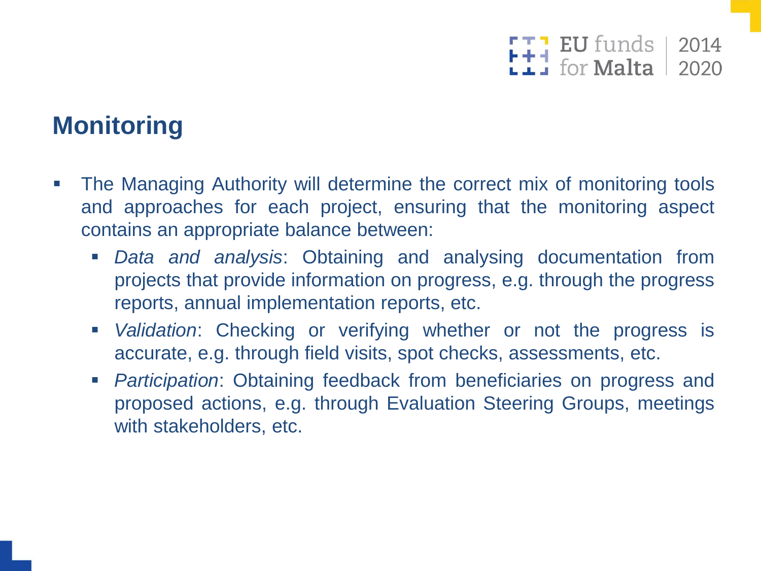## Monitoring

- The Managing Authority will determine the correct mix of monitoring tools and approaches for each project, ensuring that the monitoring aspect contains an appropriate balance between:
  - *Data and analysis*: Obtaining and analysing documentation from projects that provide information on progress, e.g. through the progress reports, annual implementation reports, etc.
  - *Validation*: Checking or verifying whether or not the progress is accurate, e.g. through field visits, spot checks, assessments, etc.
  - *Participation*: Obtaining feedback from beneficiaries on progress and proposed actions, e.g. through Evaluation Steering Groups, meetings with stakeholders, etc.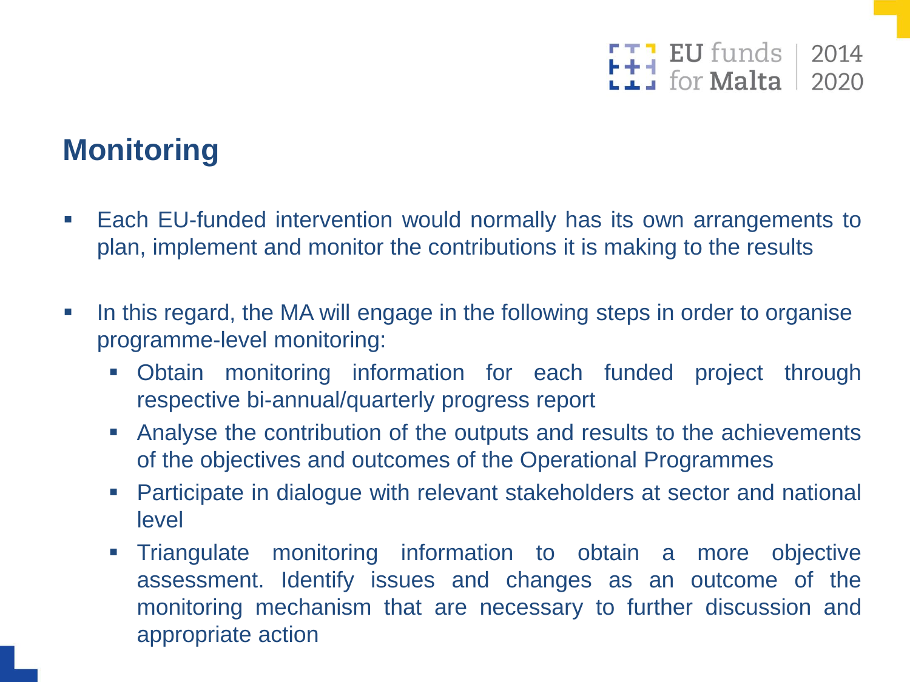## Monitoring

- Each EU-funded intervention would normally has its own arrangements to plan, implement and monitor the contributions it is making to the results
- In this regard, the MA will engage in the following steps in order to organise programme-level monitoring:
  - Obtain monitoring information for each funded project through respective bi-annual/quarterly progress report
  - Analyse the contribution of the outputs and results to the achievements of the objectives and outcomes of the Operational Programmes
  - Participate in dialogue with relevant stakeholders at sector and national level
  - Triangulate monitoring information to obtain a more objective assessment. Identify issues and changes as an outcome of the monitoring mechanism that are necessary to further discussion and appropriate action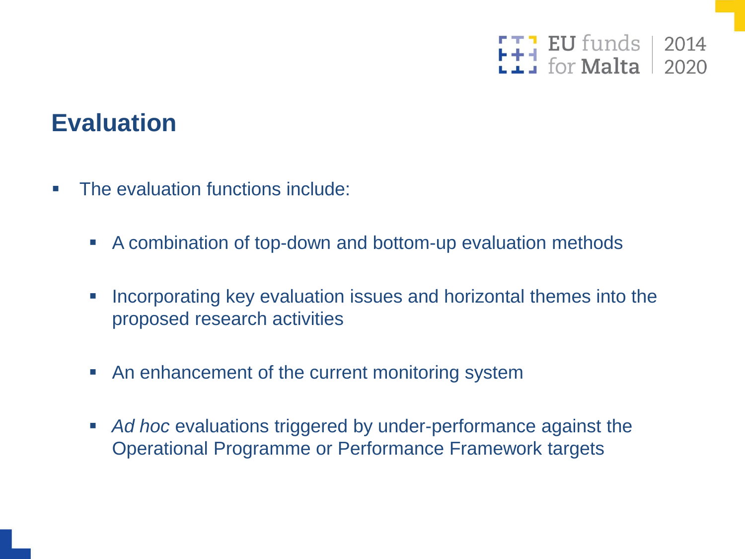# Evaluation

- The evaluation functions include:
  - A combination of top-down and bottom-up evaluation methods
  - Incorporating key evaluation issues and horizontal themes into the proposed research activities
  - An enhancement of the current monitoring system
  - *Ad hoc* evaluations triggered by under-performance against the Operational Programme or Performance Framework targets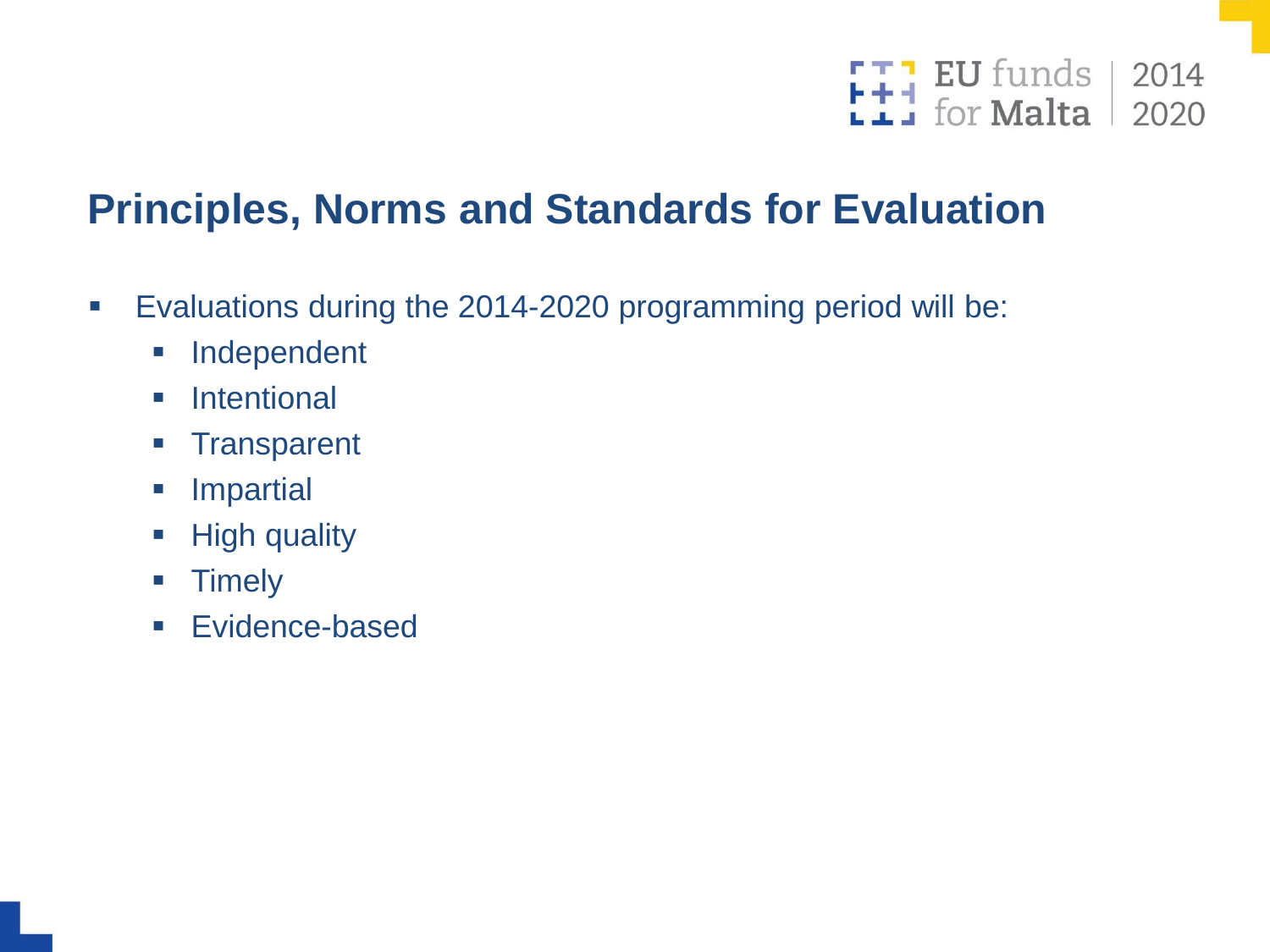## Principles, Norms and Standards for Evaluation

- Evaluations during the 2014-2020 programming period will be:
  - Independent
  - Intentional
  - Transparent
  - Impartial
  - High quality
  - Timely
  - Evidence-based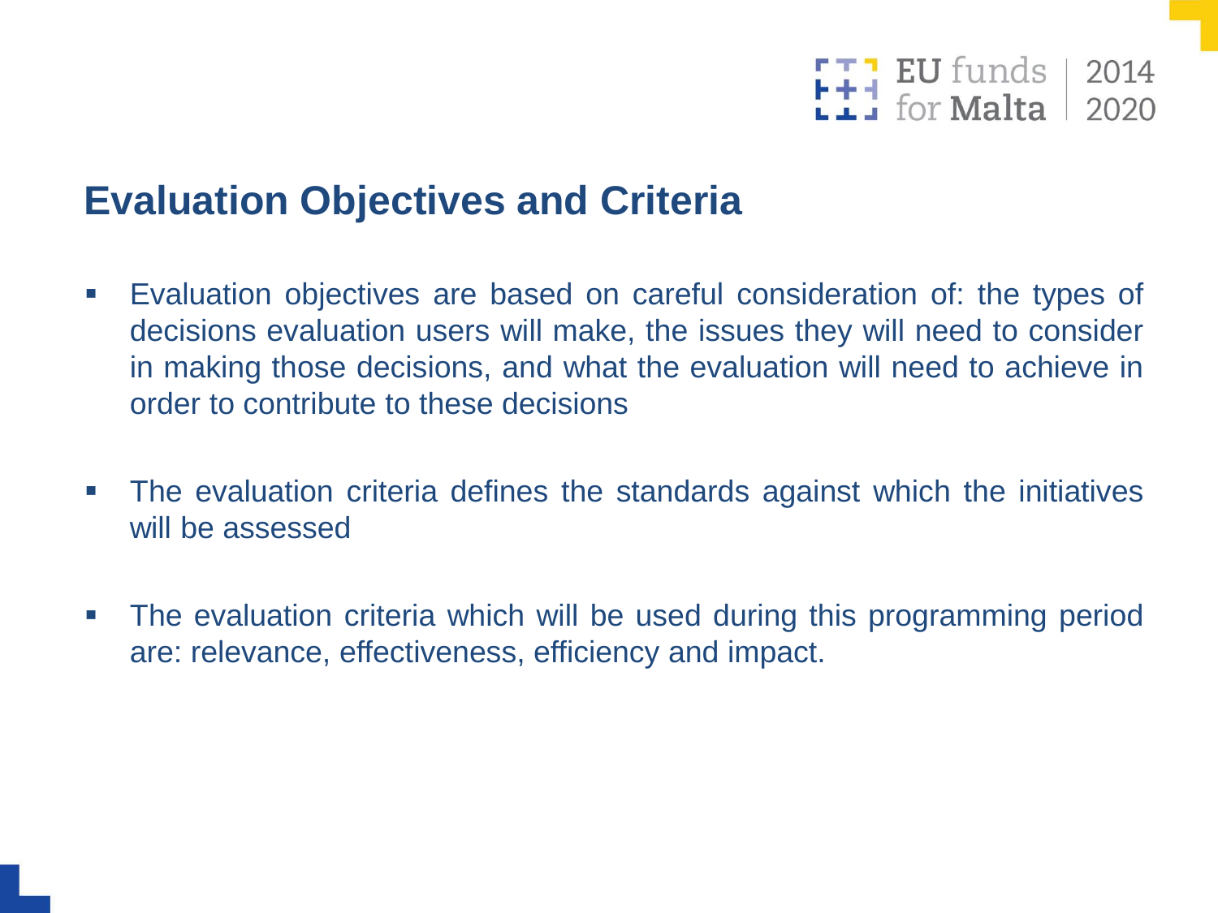## Evaluation Objectives and Criteria

- Evaluation objectives are based on careful consideration of: the types of decisions evaluation users will make, the issues they will need to consider in making those decisions, and what the evaluation will need to achieve in order to contribute to these decisions

- The evaluation criteria defines the standards against which the initiatives will be assessed

- The evaluation criteria which will be used during this programming period are: relevance, effectiveness, efficiency and impact.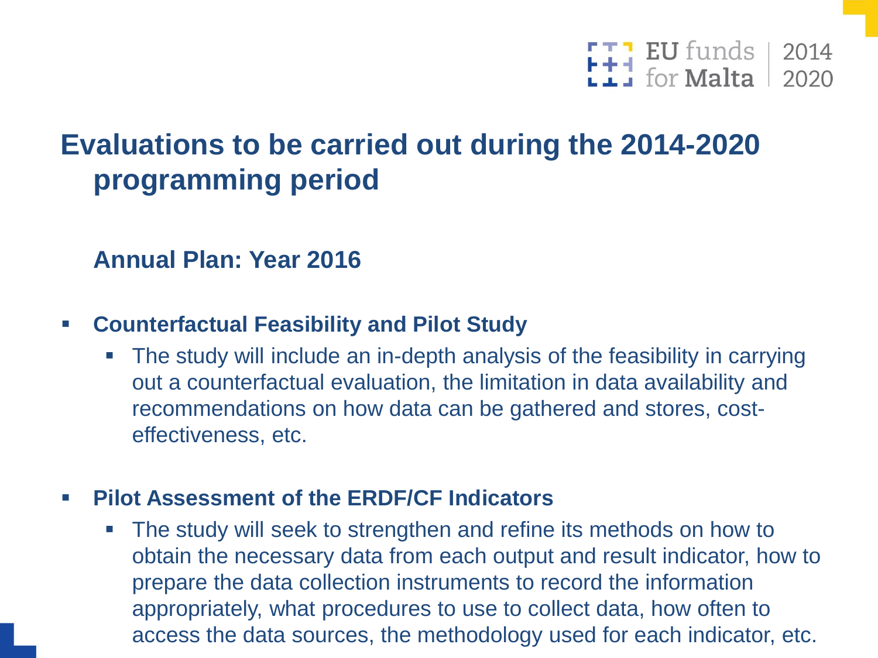# Evaluations to be carried out during the 2014-2020 programming period

### Annual Plan: Year 2016

- **Counterfactual Feasibility and Pilot Study**
  - The study will include an in-depth analysis of the feasibility in carrying out a counterfactual evaluation, the limitation in data availability and recommendations on how data can be gathered and stores, cost-effectiveness, etc.

- **Pilot Assessment of the ERDF/CF Indicators**
  - The study will seek to strengthen and refine its methods on how to obtain the necessary data from each output and result indicator, how to prepare the data collection instruments to record the information appropriately, what procedures to use to collect data, how often to access the data sources, the methodology used for each indicator, etc.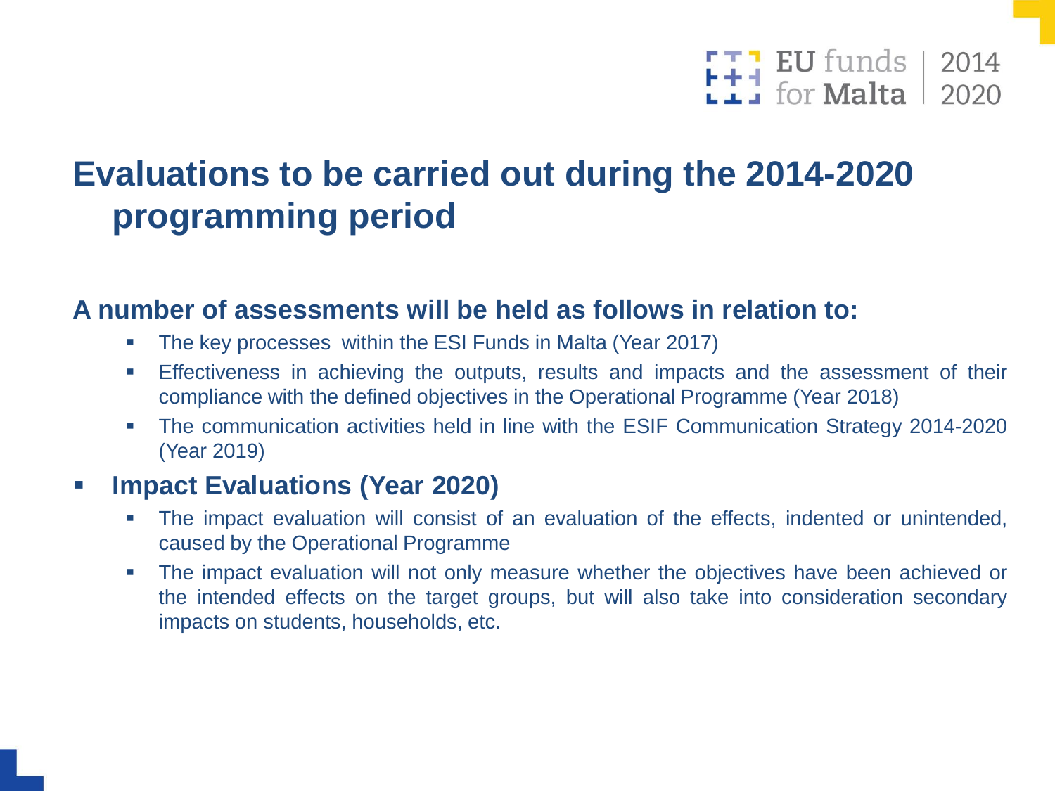# Evaluations to be carried out during the 2014-2020 programming period

**A number of assessments will be held as follows in relation to:**

- The key processes within the ESI Funds in Malta (Year 2017)
- Effectiveness in achieving the outputs, results and impacts and the assessment of their compliance with the defined objectives in the Operational Programme (Year 2018)
- The communication activities held in line with the ESIF Communication Strategy 2014-2020 (Year 2019)

- **Impact Evaluations (Year 2020)**
  - The impact evaluation will consist of an evaluation of the effects, indented or unintended, caused by the Operational Programme
  - The impact evaluation will not only measure whether the objectives have been achieved or the intended effects on the target groups, but will also take into consideration secondary impacts on students, households, etc.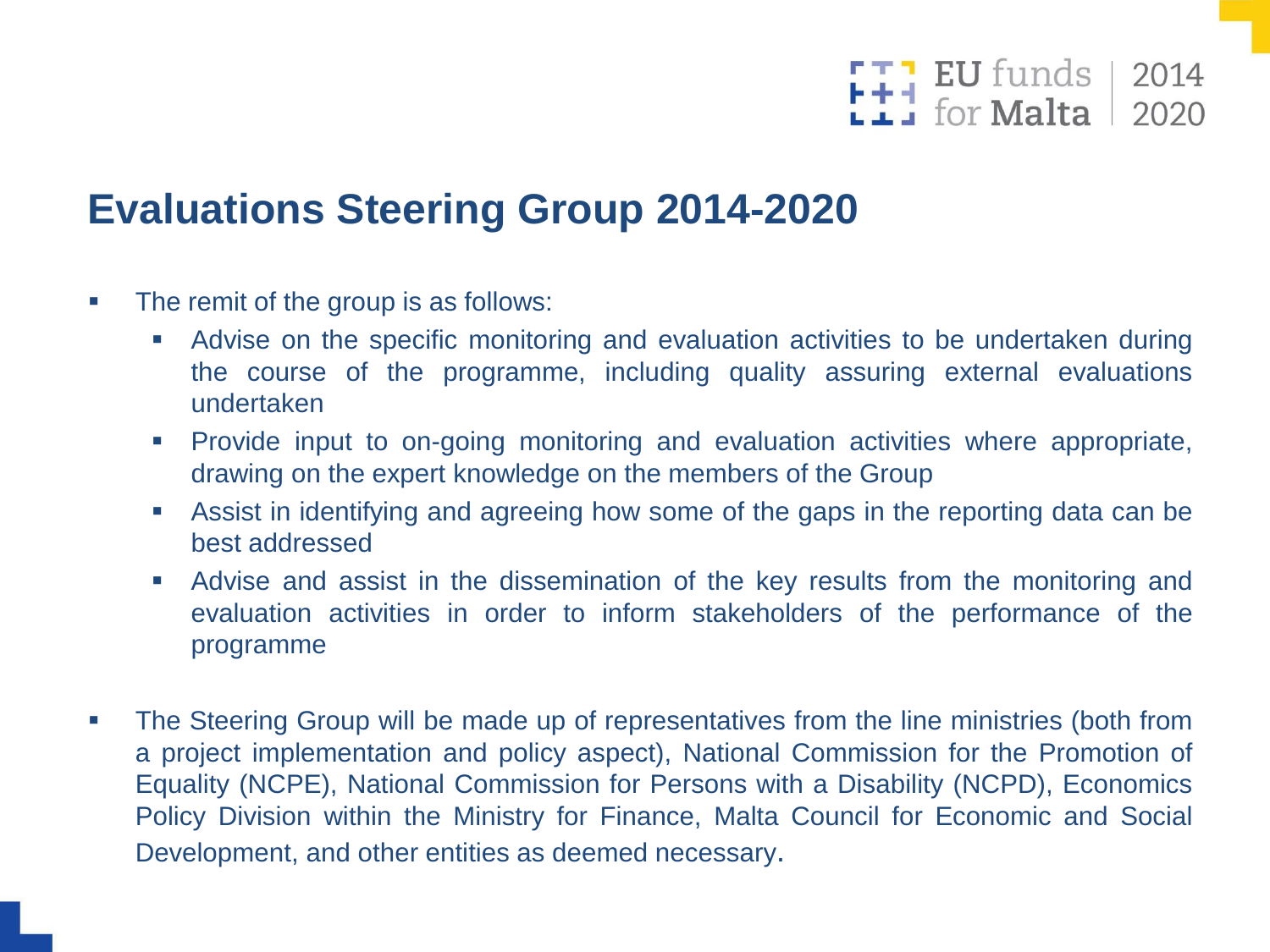# Evaluations Steering Group 2014-2020

- The remit of the group is as follows:
  - Advise on the specific monitoring and evaluation activities to be undertaken during the course of the programme, including quality assuring external evaluations undertaken
  - Provide input to on-going monitoring and evaluation activities where appropriate, drawing on the expert knowledge on the members of the Group
  - Assist in identifying and agreeing how some of the gaps in the reporting data can be best addressed
  - Advise and assist in the dissemination of the key results from the monitoring and evaluation activities in order to inform stakeholders of the performance of the programme

- The Steering Group will be made up of representatives from the line ministries (both from a project implementation and policy aspect), National Commission for the Promotion of Equality (NCPE), National Commission for Persons with a Disability (NCPD), Economics Policy Division within the Ministry for Finance, Malta Council for Economic and Social Development, and other entities as deemed necessary.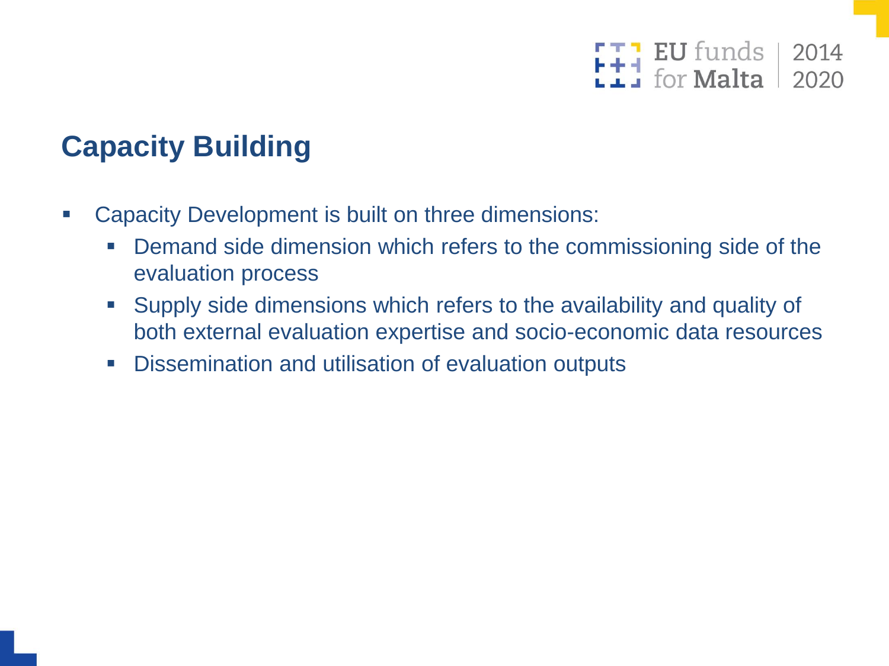## Capacity Building

- Capacity Development is built on three dimensions:
  - Demand side dimension which refers to the commissioning side of the evaluation process
  - Supply side dimensions which refers to the availability and quality of both external evaluation expertise and socio-economic data resources
  - Dissemination and utilisation of evaluation outputs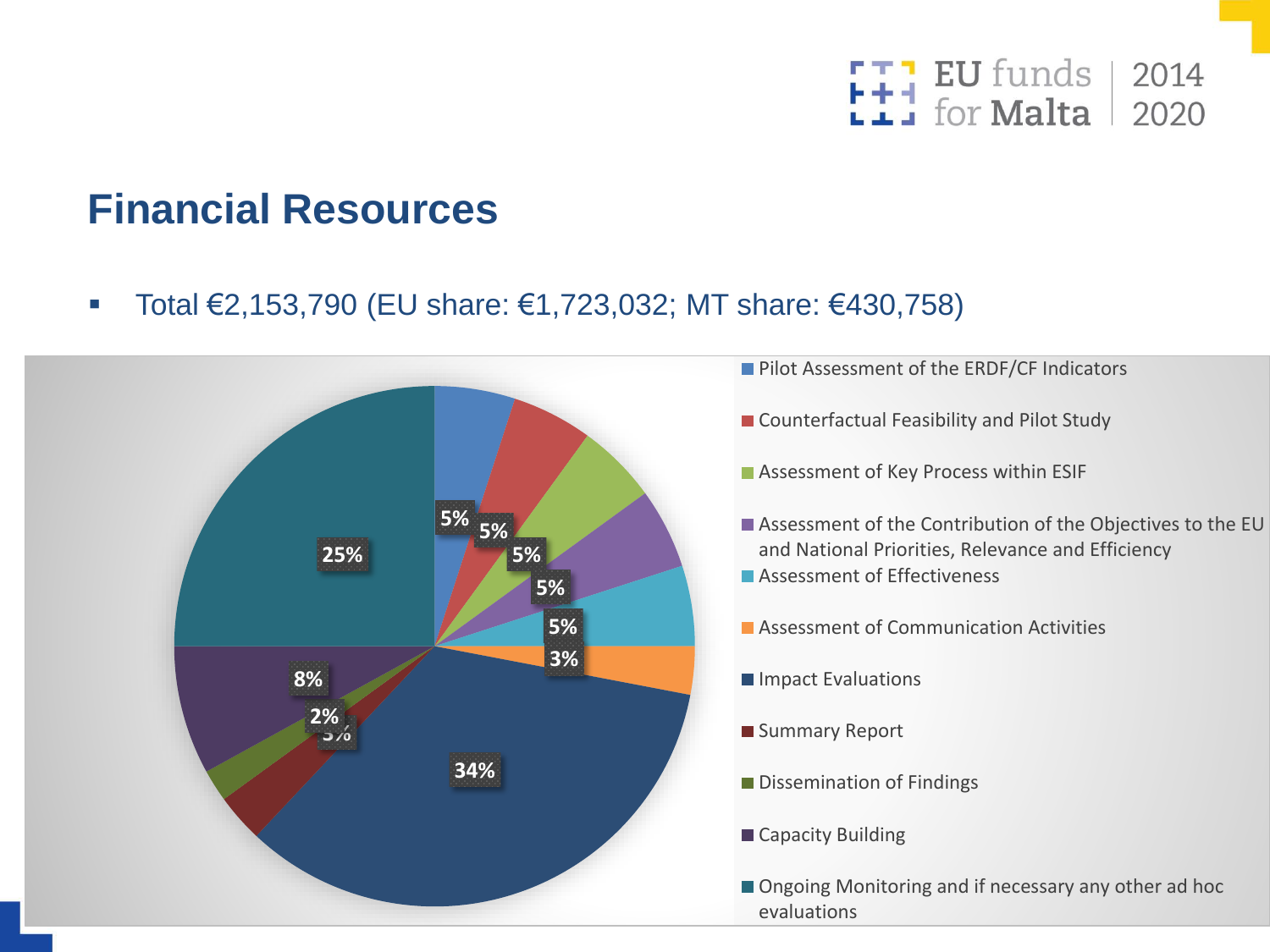# Financial Resources

- Total €2,153,790 (EU share: €1,723,032; MT share: €430,758)

| Category | Share |
|---|---|
| Pilot Assessment of the ERDF/CF Indicators | 5% |
| Counterfactual Feasibility and Pilot Study | 5% |
| Assessment of Key Process within ESIF | 5% |
| Assessment of the Contribution of the Objectives to the EU and National Priorities, Relevance and Efficiency | 5% |
| Assessment of Effectiveness | 5% |
| Assessment of Communication Activities | 3% |
| Impact Evaluations | 34% |
| Summary Report | 3% |
| Dissemination of Findings | 2% |
| Capacity Building | 8% |
| Ongoing Monitoring and if necessary any other ad hoc evaluations | 25% |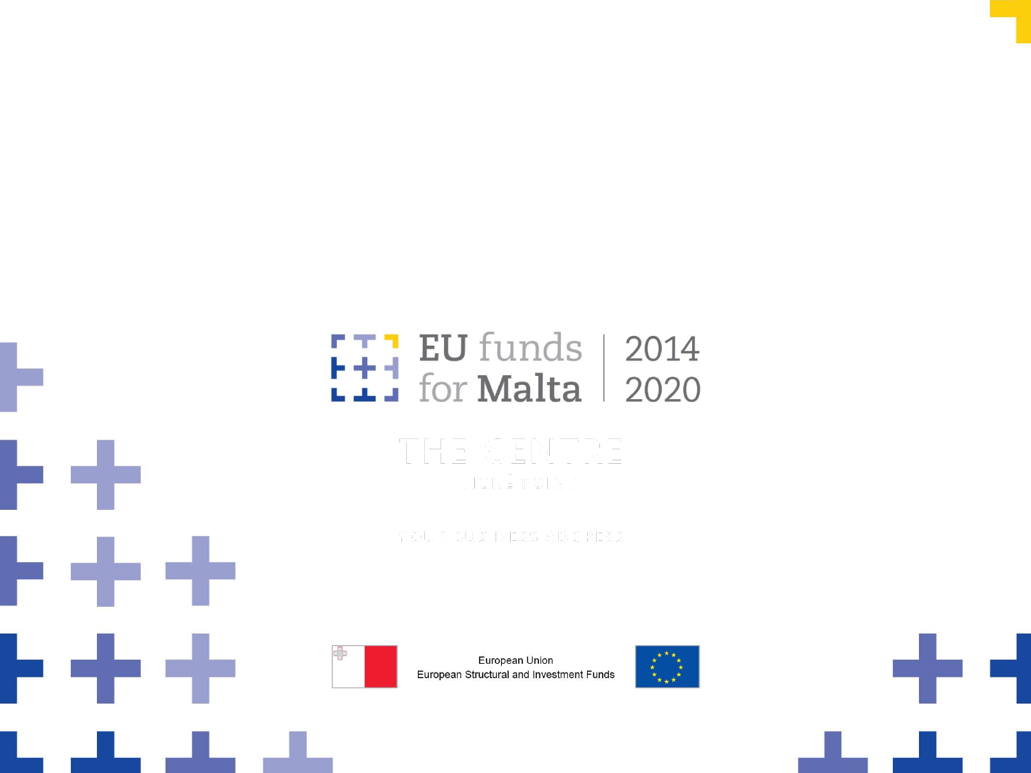EU funds for Malta | 2014 2020

THE CENTRE

HERE POINT

YOUR BUSINESS ADDRESS

European Union
European Structural and Investment Funds